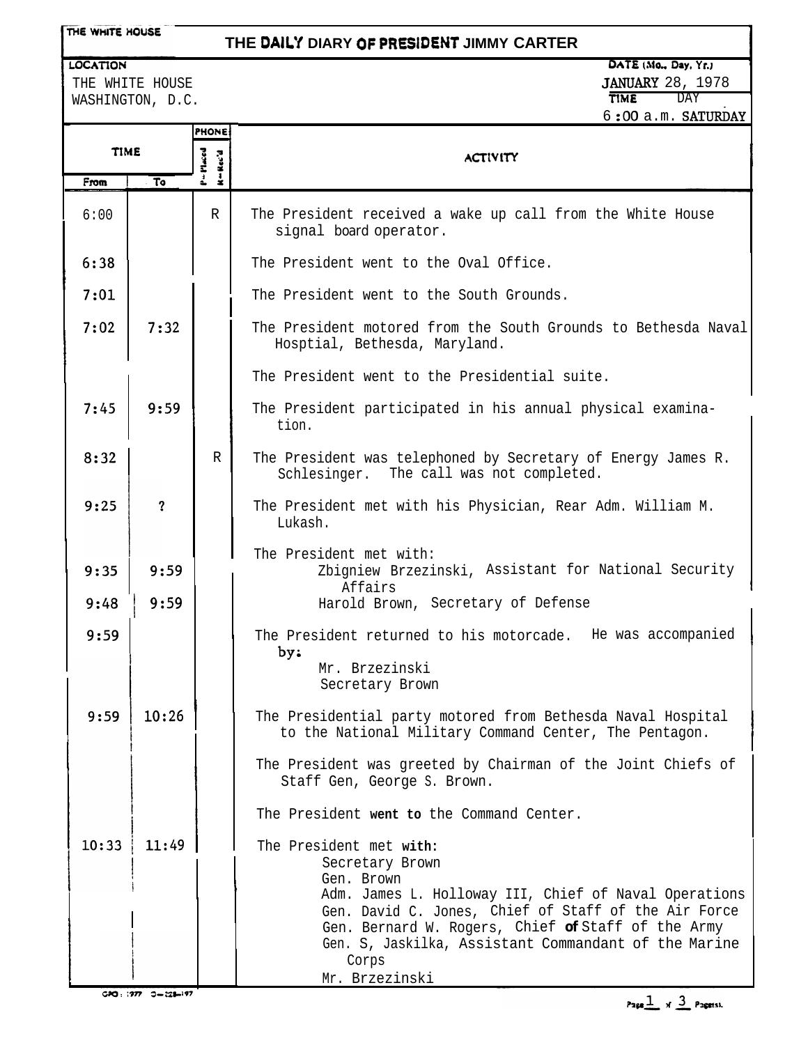THE WHITE HOUSE

# THE DAILY DIARY OF PRESIDENT JIMMY CARTER

**LOCATION**
THE WHITE HOUSE
WASHINGTON, D.C.

**DATE (Mo., Day, Yr.)** JANUARY 28, 1978
**TIME** 6:00 a.m. **DAY** SATURDAY

| TIME From | TIME To | PHONE P=Placed R=Rec'd | ACTIVITY |
|---|---|---|---|
| 6:00 | | R | The President received a wake up call from the White House signal board operator. |
| 6:38 | | | The President went to the Oval Office. |
| 7:01 | | | The President went to the South Grounds. |
| 7:02 | 7:32 | | The President motored from the South Grounds to Bethesda Naval Hosptial, Bethesda, Maryland. |
| | | | The President went to the Presidential suite. |
| 7:45 | 9:59 | | The President participated in his annual physical examination. |
| 8:32 | | R | The President was telephoned by Secretary of Energy James R. Schlesinger. The call was not completed. |
| 9:25 | ? | | The President met with his Physician, Rear Adm. William M. Lukash. |
| | | | The President met with: |
| 9:35 | 9:59 | | Zbigniew Brzezinski, Assistant for National Security Affairs |
| 9:48 | 9:59 | | Harold Brown, Secretary of Defense |
| 9:59 | | | The President returned to his motorcade. He was accompanied by: Mr. Brzezinski; Secretary Brown |
| 9:59 | 10:26 | | The Presidential party motored from Bethesda Naval Hospital to the National Military Command Center, The Pentagon. |
| | | | The President was greeted by Chairman of the Joint Chiefs of Staff Gen, George S. Brown. |
| | | | The President went to the Command Center. |
| 10:33 | 11:49 | | The President met with: Secretary Brown; Gen. Brown; Adm. James L. Holloway III, Chief of Naval Operations; Gen. David C. Jones, Chief of Staff of the Air Force; Gen. Bernard W. Rogers, Chief of Staff of the Army; Gen. S, Jaskilka, Assistant Commandant of the Marine Corps; Mr. Brzezinski |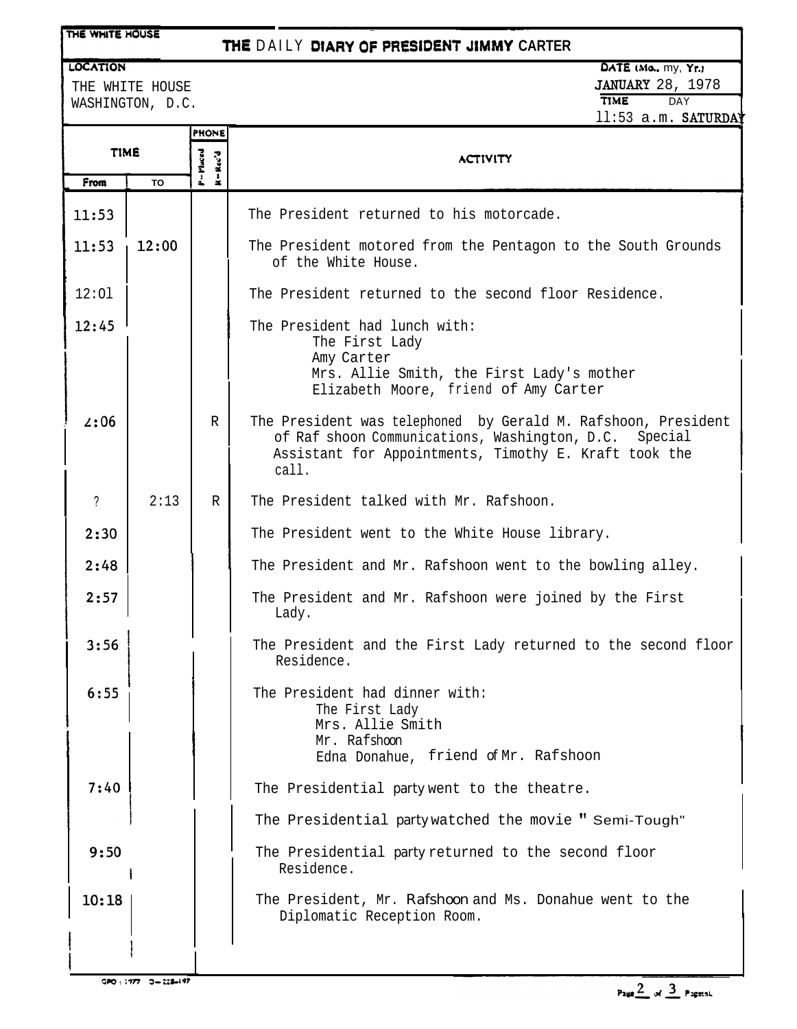# THE DAILY DIARY OF PRESIDENT JIMMY CARTER

THE WHITE HOUSE

**LOCATION**
THE WHITE HOUSE
WASHINGTON, D.C.

**DATE (Mo., Day, Yr.)**
JANUARY 28, 1978

**TIME** 11:53 a.m. **DAY** SATURDAY

| TIME From | TIME To | PHONE P-Placed / R-Rec'd | ACTIVITY |
|---|---|---|---|
| 11:53 | | | The President returned to his motorcade. |
| 11:53 | 12:00 | | The President motored from the Pentagon to the South Grounds of the White House. |
| 12:01 | | | The President returned to the second floor Residence. |
| 12:45 | | | The President had lunch with: The First Lady; Amy Carter; Mrs. Allie Smith, the First Lady's mother; Elizabeth Moore, friend of Amy Carter |
| 2:06 | | R | The President was telephoned by Gerald M. Rafshoon, President of Rafshoon Communications, Washington, D.C. Special Assistant for Appointments, Timothy E. Kraft took the call. |
| ? | 2:13 | R | The President talked with Mr. Rafshoon. |
| 2:30 | | | The President went to the White House library. |
| 2:48 | | | The President and Mr. Rafshoon went to the bowling alley. |
| 2:57 | | | The President and Mr. Rafshoon were joined by the First Lady. |
| 3:56 | | | The President and the First Lady returned to the second floor Residence. |
| 6:55 | | | The President had dinner with: The First Lady; Mrs. Allie Smith; Mr. Rafshoon; Edna Donahue, friend of Mr. Rafshoon |
| 7:40 | | | The Presidential party went to the theatre. |
| | | | The Presidential party watched the movie "Semi-Tough" |
| 9:50 | | | The Presidential party returned to the second floor Residence. |
| 10:18 | | | The President, Mr. Rafshoon and Ms. Donahue went to the Diplomatic Reception Room. |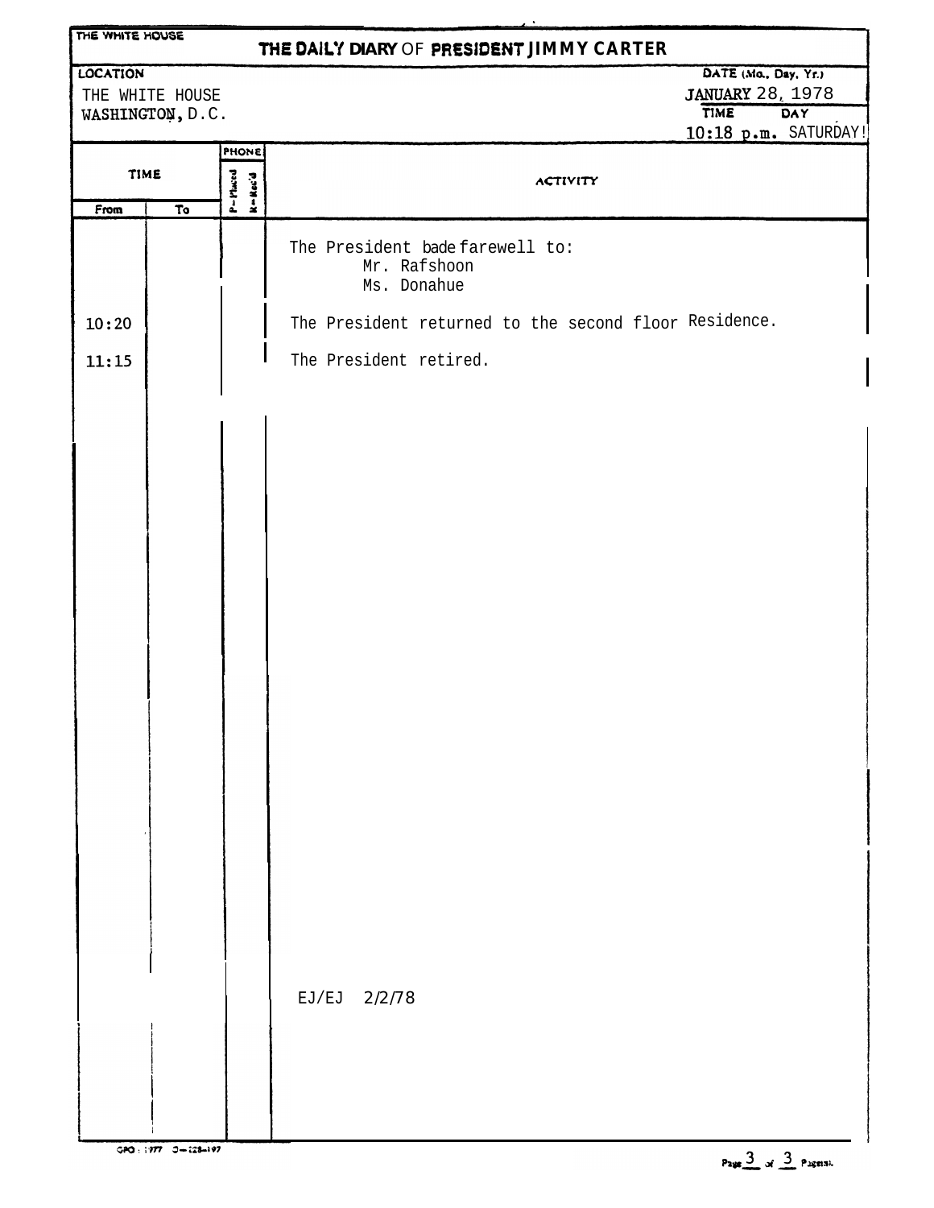THE WHITE HOUSE

# THE DAILY DIARY OF PRESIDENT JIMMY CARTER

| LOCATION | DATE (Mo., Day, Yr.) |
| --- | --- |
| THE WHITE HOUSE<br>WASHINGTON, D.C. | JANUARY 28, 1978 |
| | TIME: 10:18 p.m. DAY: SATURDAY |

| TIME From | TIME To | PHONE P=Placed | PHONE R=Rec'd | ACTIVITY |
| --- | --- | --- | --- | --- |
| | | | | The President bade farewell to:<br>Mr. Rafshoon<br>Ms. Donahue |
| 10:20 | | | | The President returned to the second floor Residence. |
| 11:15 | | | | The President retired. |

EJ/EJ 2/2/78

GPO : 1977 O—228-197